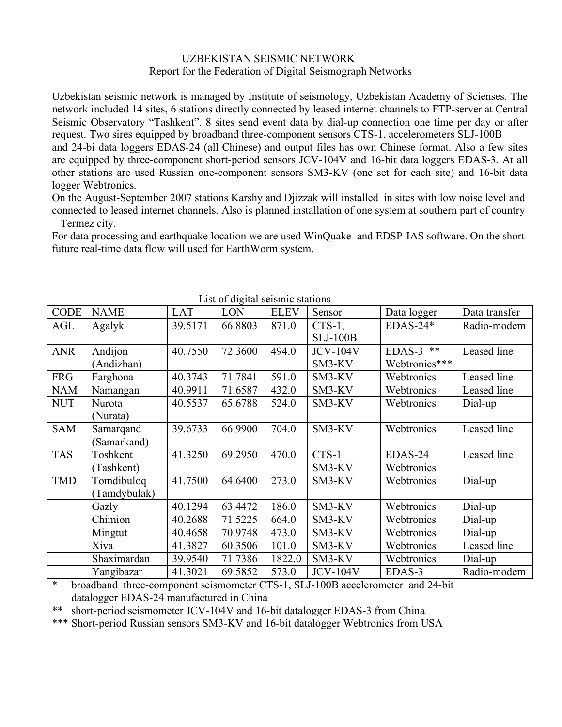# UZBEKISTAN SEISMIC NETWORK

## Report for the Federation of Digital Seismograph Networks

Uzbekistan seismic network is managed by Institute of seismology, Uzbekistan Academy of Sciences. The network included 14 sites, 6 stations directly connected by leased internet channels to FTP-server at Central Seismic Observatory "Tashkent". 8 sites send event data by dial-up connection one time per day or after request. Two sires equipped by broadband three-component sensors CTS-1, accelerometers SLJ-100B and 24-bi data loggers EDAS-24 (all Chinese) and output files has own Chinese format. Also a few sites are equipped by three-component short-period sensors JCV-104V and 16-bit data loggers EDAS-3. At all other stations are used Russian one-component sensors SM3-KV (one set for each site) and 16-bit data logger Webtronics.

On the August-September 2007 stations Karshy and Djizzak will installed in sites with low noise level and connected to leased internet channels. Also is planned installation of one system at southern part of country – Termez city.

For data processing and earthquake location we are used WinQuake and EDSP-IAS software. On the short future real-time data flow will used for EarthWorm system.

List of digital seismic stations

| CODE | NAME | LAT | LON | ELEV | Sensor | Data logger | Data transfer |
|---|---|---|---|---|---|---|---|
| AGL | Agalyk | 39.5171 | 66.8803 | 871.0 | CTS-1, SLJ-100B | EDAS-24* | Radio-modem |
| ANR | Andijon (Andizhan) | 40.7550 | 72.3600 | 494.0 | JCV-104V SM3-KV | EDAS-3 ** Webtronics*** | Leased line |
| FRG | Farghona | 40.3743 | 71.7841 | 591.0 | SM3-KV | Webtronics | Leased line |
| NAM | Namangan | 40.9911 | 71.6587 | 432.0 | SM3-KV | Webtronics | Leased line |
| NUT | Nurota (Nurata) | 40.5537 | 65.6788 | 524.0 | SM3-KV | Webtronics | Dial-up |
| SAM | Samarqand (Samarkand) | 39.6733 | 66.9900 | 704.0 | SM3-KV | Webtronics | Leased line |
| TAS | Toshkent (Tashkent) | 41.3250 | 69.2950 | 470.0 | CTS-1 SM3-KV | EDAS-24 Webtronics | Leased line |
| TMD | Tomdibuloq (Tamdybulak) | 41.7500 | 64.6400 | 273.0 | SM3-KV | Webtronics | Dial-up |
| | Gazly | 40.1294 | 63.4472 | 186.0 | SM3-KV | Webtronics | Dial-up |
| | Chimion | 40.2688 | 71.5225 | 664.0 | SM3-KV | Webtronics | Dial-up |
| | Mingtut | 40.4658 | 70.9748 | 473.0 | SM3-KV | Webtronics | Dial-up |
| | Xiva | 41.3827 | 60.3506 | 101.0 | SM3-KV | Webtronics | Leased line |
| | Shaximardan | 39.9540 | 71.7386 | 1822.0 | SM3-KV | Webtronics | Dial-up |
| | Yangibazar | 41.3021 | 69.5852 | 573.0 | JCV-104V | EDAS-3 | Radio-modem |

\* broadband three-component seismometer CTS-1, SLJ-100B accelerometer and 24-bit datalogger EDAS-24 manufactured in China

** short-period seismometer JCV-104V and 16-bit datalogger EDAS-3 from China

*** Short-period Russian sensors SM3-KV and 16-bit datalogger Webtronics from USA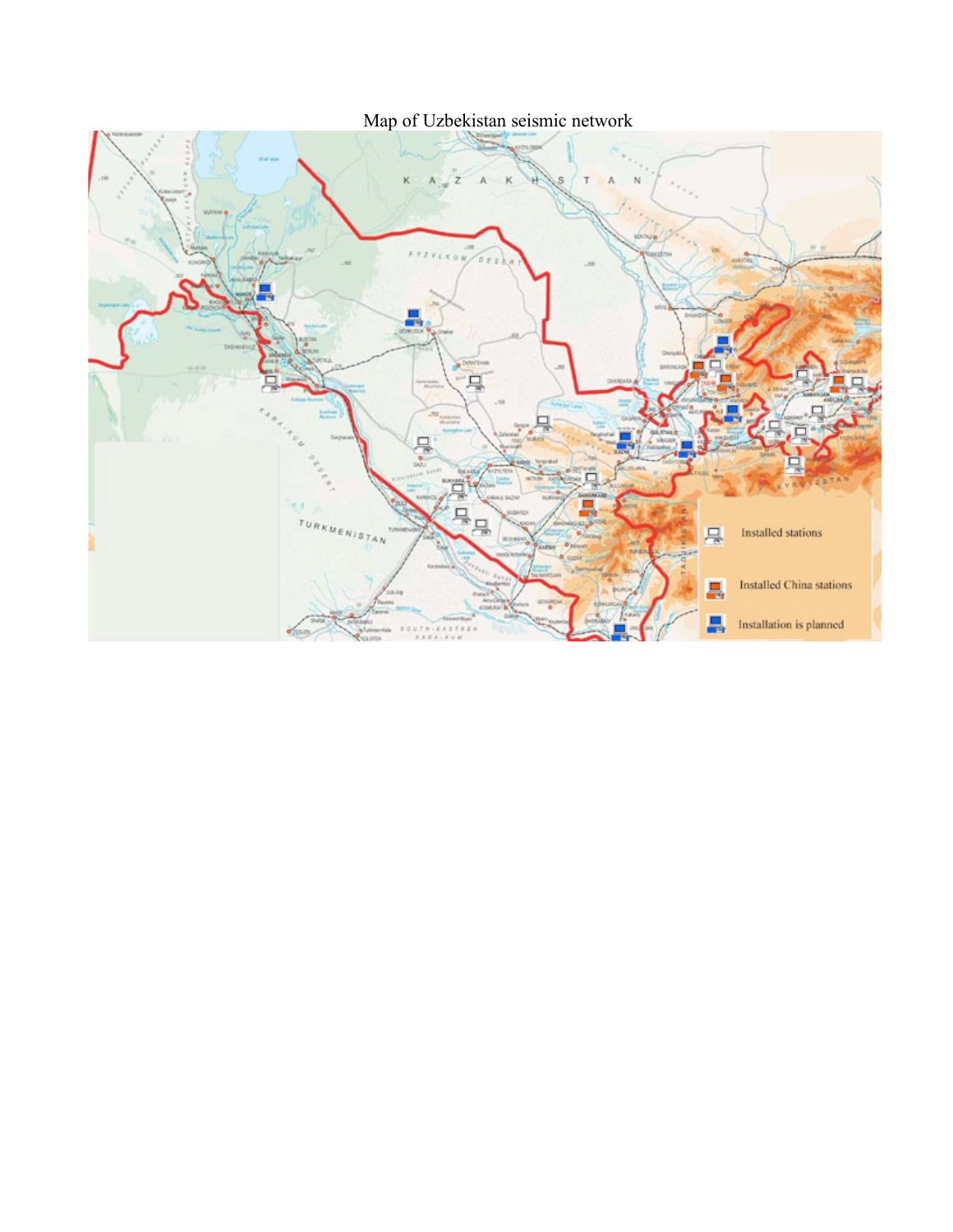Map of Uzbekistan seismic network

Installed stations

Installed China stations

Installation is planned